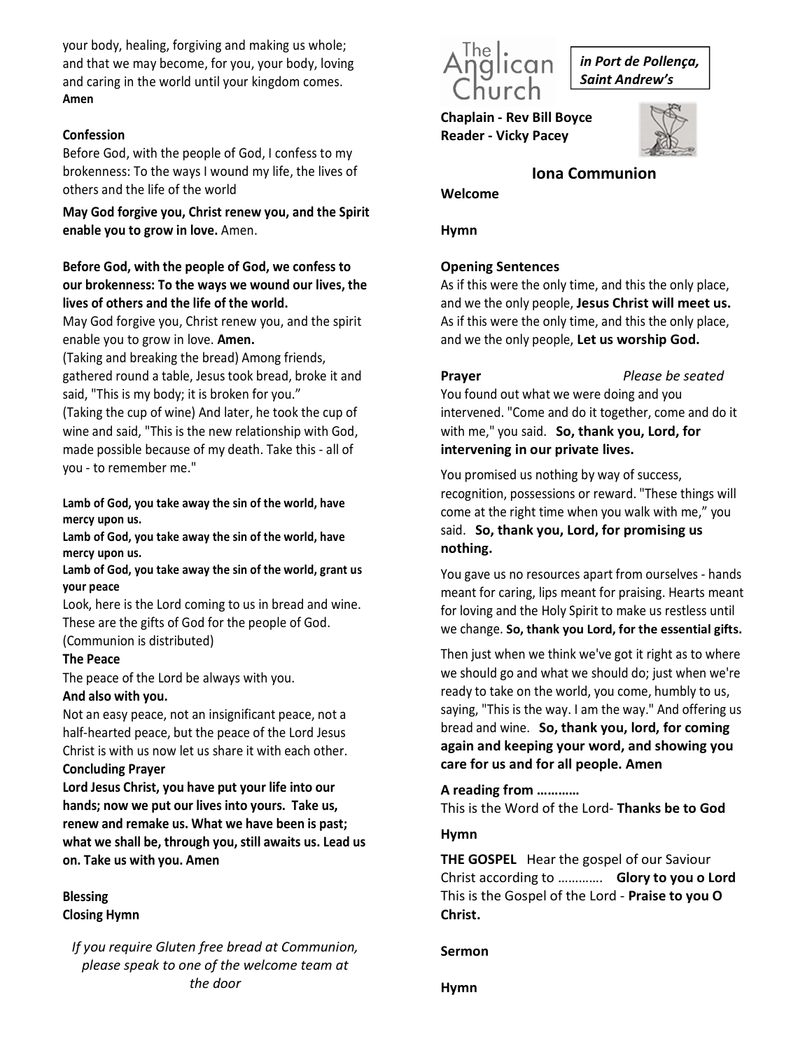your body, healing, forgiving and making us whole; and that we may become, for you, your body, loving and caring in the world until your kingdom comes.
**Amen**

**Confession**

Before God, with the people of God, I confess to my brokenness: To the ways I wound my life, the lives of others and the life of the world

**May God forgive you, Christ renew you, and the Spirit enable you to grow in love.** Amen.

**Before God, with the people of God, we confess to our brokenness: To the ways we wound our lives, the lives of others and the life of the world.**

May God forgive you, Christ renew you, and the spirit enable you to grow in love. **Amen.**

(Taking and breaking the bread) Among friends, gathered round a table, Jesus took bread, broke it and said, "This is my body; it is broken for you."

(Taking the cup of wine) And later, he took the cup of wine and said, "This is the new relationship with God, made possible because of my death. Take this - all of you - to remember me."

**Lamb of God, you take away the sin of the world, have mercy upon us.**
**Lamb of God, you take away the sin of the world, have mercy upon us.**
**Lamb of God, you take away the sin of the world, grant us your peace**

Look, here is the Lord coming to us in bread and wine. These are the gifts of God for the people of God.
(Communion is distributed)

**The Peace**

The peace of the Lord be always with you.
**And also with you.**

Not an easy peace, not an insignificant peace, not a half-hearted peace, but the peace of the Lord Jesus Christ is with us now let us share it with each other.

**Concluding Prayer**

**Lord Jesus Christ, you have put your life into our hands; now we put our lives into yours. Take us, renew and remake us. What we have been is past; what we shall be, through you, still awaits us. Lead us on. Take us with you. Amen**

**Blessing**

**Closing Hymn**

*If you require Gluten free bread at Communion, please speak to one of the welcome team at the door*

The Anglican Church

***in Port de Pollença, Saint Andrew's***

**Chaplain - Rev Bill Boyce**
**Reader - Vicky Pacey**

## Iona Communion

**Welcome**

**Hymn**

**Opening Sentences**

As if this were the only time, and this the only place, and we the only people, **Jesus Christ will meet us.**
As if this were the only time, and this the only place, and we the only people, **Let us worship God.**

**Prayer** *Please be seated*

You found out what we were doing and you intervened. "Come and do it together, come and do it with me," you said. **So, thank you, Lord, for intervening in our private lives.**

You promised us nothing by way of success, recognition, possessions or reward. "These things will come at the right time when you walk with me," you said. **So, thank you, Lord, for promising us nothing.**

You gave us no resources apart from ourselves - hands meant for caring, lips meant for praising. Hearts meant for loving and the Holy Spirit to make us restless until we change. **So, thank you Lord, for the essential gifts.**

Then just when we think we've got it right as to where we should go and what we should do; just when we're ready to take on the world, you come, humbly to us, saying, "This is the way. I am the way." And offering us bread and wine. **So, thank you, lord, for coming again and keeping your word, and showing you care for us and for all people. Amen**

**A reading from …………**

This is the Word of the Lord- **Thanks be to God**

**Hymn**

**THE GOSPEL** Hear the gospel of our Saviour Christ according to …………. **Glory to you o Lord**
This is the Gospel of the Lord - **Praise to you O Christ.**

**Sermon**

**Hymn**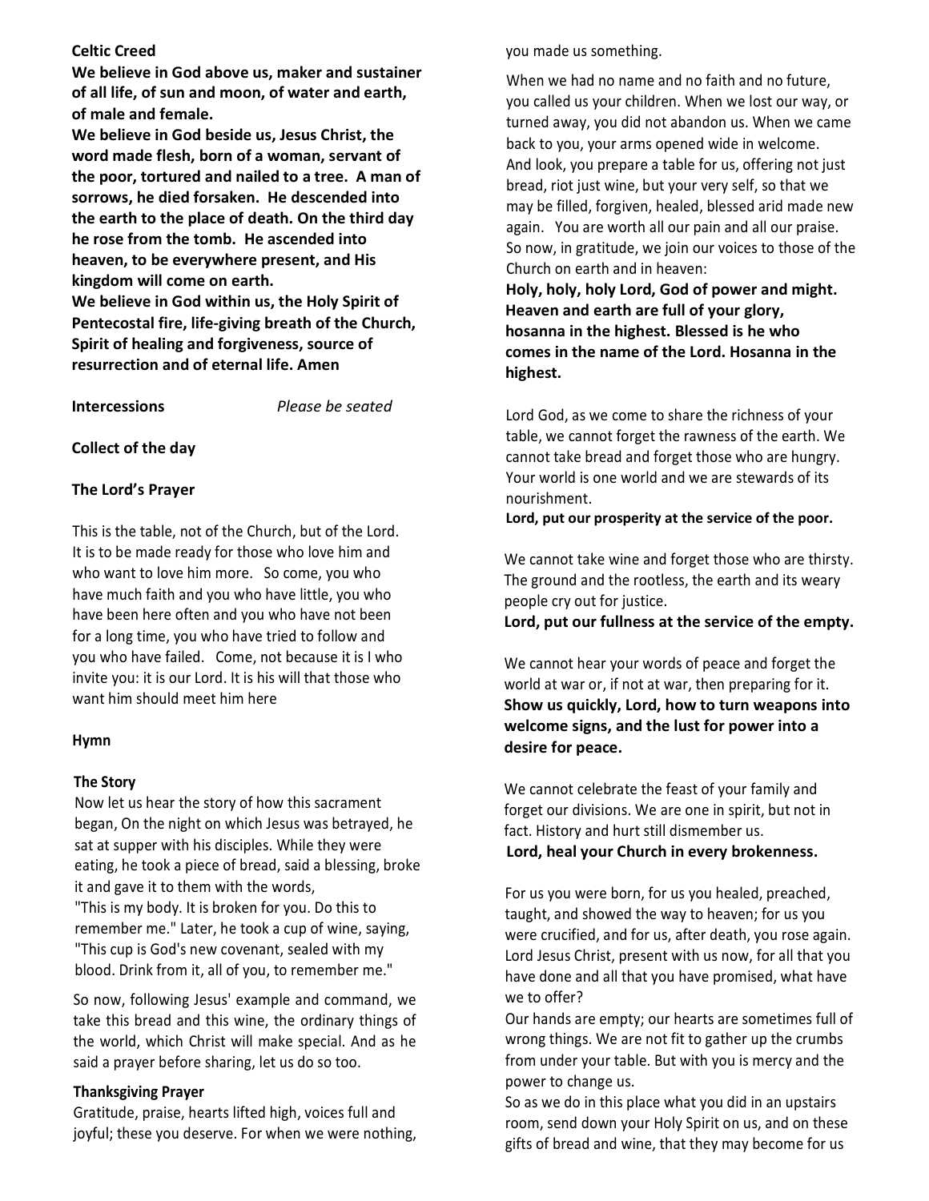**Celtic Creed**

**We believe in God above us, maker and sustainer of all life, of sun and moon, of water and earth, of male and female.**

**We believe in God beside us, Jesus Christ, the word made flesh, born of a woman, servant of the poor, tortured and nailed to a tree. A man of sorrows, he died forsaken. He descended into the earth to the place of death. On the third day he rose from the tomb. He ascended into heaven, to be everywhere present, and His kingdom will come on earth.**

**We believe in God within us, the Holy Spirit of Pentecostal fire, life-giving breath of the Church, Spirit of healing and forgiveness, source of resurrection and of eternal life. Amen**

**Intercessions** *Please be seated*

**Collect of the day**

**The Lord's Prayer**

This is the table, not of the Church, but of the Lord. It is to be made ready for those who love him and who want to love him more. So come, you who have much faith and you who have little, you who have been here often and you who have not been for a long time, you who have tried to follow and you who have failed. Come, not because it is I who invite you: it is our Lord. It is his will that those who want him should meet him here

**Hymn**

**The Story**

Now let us hear the story of how this sacrament began, On the night on which Jesus was betrayed, he sat at supper with his disciples. While they were eating, he took a piece of bread, said a blessing, broke it and gave it to them with the words,
"This is my body. It is broken for you. Do this to remember me." Later, he took a cup of wine, saying, "This cup is God's new covenant, sealed with my blood. Drink from it, all of you, to remember me."

So now, following Jesus' example and command, we take this bread and this wine, the ordinary things of the world, which Christ will make special. And as he said a prayer before sharing, let us do so too.

**Thanksgiving Prayer**

Gratitude, praise, hearts lifted high, voices full and joyful; these you deserve. For when we were nothing, you made us something.

When we had no name and no faith and no future, you called us your children. When we lost our way, or turned away, you did not abandon us. When we came back to you, your arms opened wide in welcome. And look, you prepare a table for us, offering not just bread, riot just wine, but your very self, so that we may be filled, forgiven, healed, blessed arid made new again. You are worth all our pain and all our praise. So now, in gratitude, we join our voices to those of the Church on earth and in heaven:

**Holy, holy, holy Lord, God of power and might. Heaven and earth are full of your glory, hosanna in the highest. Blessed is he who comes in the name of the Lord. Hosanna in the highest.**

Lord God, as we come to share the richness of your table, we cannot forget the rawness of the earth. We cannot take bread and forget those who are hungry. Your world is one world and we are stewards of its nourishment.

**Lord, put our prosperity at the service of the poor.**

We cannot take wine and forget those who are thirsty. The ground and the rootless, the earth and its weary people cry out for justice.

**Lord, put our fullness at the service of the empty.**

We cannot hear your words of peace and forget the world at war or, if not at war, then preparing for it.

**Show us quickly, Lord, how to turn weapons into welcome signs, and the lust for power into a desire for peace.**

We cannot celebrate the feast of your family and forget our divisions. We are one in spirit, but not in fact. History and hurt still dismember us.

**Lord, heal your Church in every brokenness.**

For us you were born, for us you healed, preached, taught, and showed the way to heaven; for us you were crucified, and for us, after death, you rose again. Lord Jesus Christ, present with us now, for all that you have done and all that you have promised, what have we to offer?

Our hands are empty; our hearts are sometimes full of wrong things. We are not fit to gather up the crumbs from under your table. But with you is mercy and the power to change us.

So as we do in this place what you did in an upstairs room, send down your Holy Spirit on us, and on these gifts of bread and wine, that they may become for us